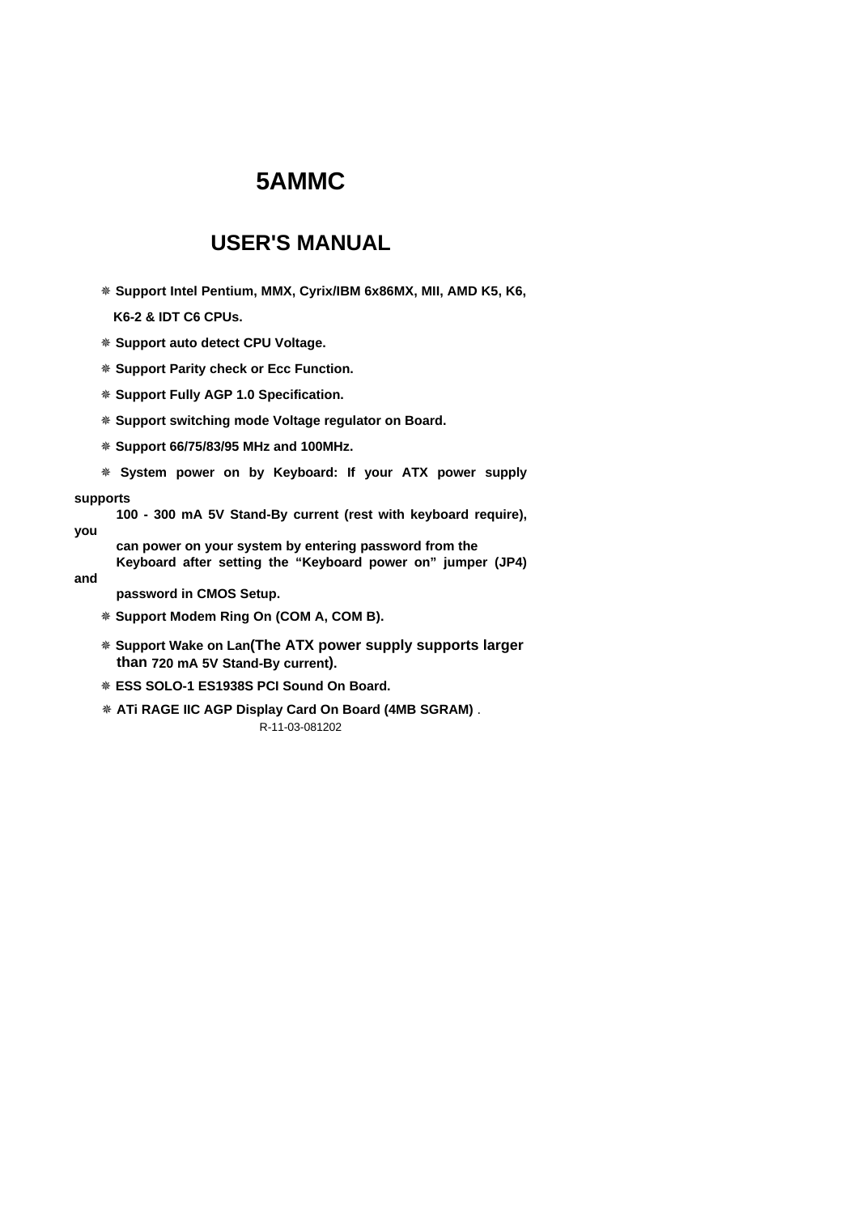# 5AMMC

## USER'S MANUAL

- **Support Intel Pentium, MMX, Cyrix/IBM 6x86MX, MII, AMD K5, K6, K6-2 & IDT C6 CPUs.**
- **Support auto detect CPU Voltage.**
- **Support Parity check or Ecc Function.**
- **Support Fully AGP 1.0 Specification.**
- **Support switching mode Voltage regulator on Board.**
- **Support 66/75/83/95 MHz and 100MHz.**
- **System power on by Keyboard: If your ATX power supply supports 100 - 300 mA 5V Stand-By current (rest with keyboard require), you can power on your system by entering password from the Keyboard after setting the "Keyboard power on" jumper (JP4) and password in CMOS Setup.**
- **Support Modem Ring On (COM A, COM B).**
- **Support Wake on Lan(The ATX power supply supports larger than 720 mA 5V Stand-By current).**
- **ESS SOLO-1 ES1938S PCI Sound On Board.**
- **ATi RAGE IIC AGP Display Card On Board (4MB SGRAM)** .

R-11-03-081202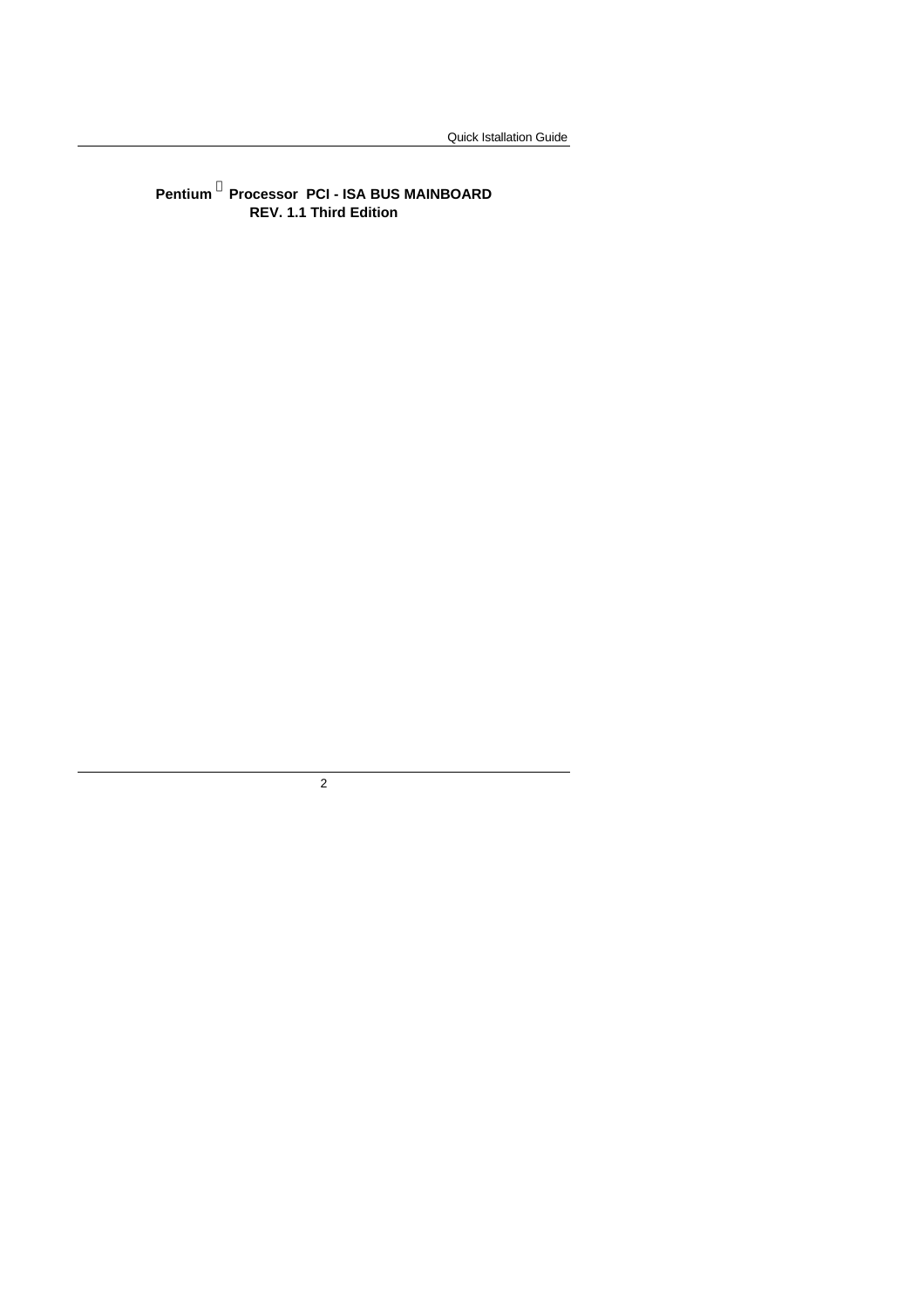**Pentium Processor PCI - ISA BUS MAINBOARD**
**REV. 1.1 Third Edition**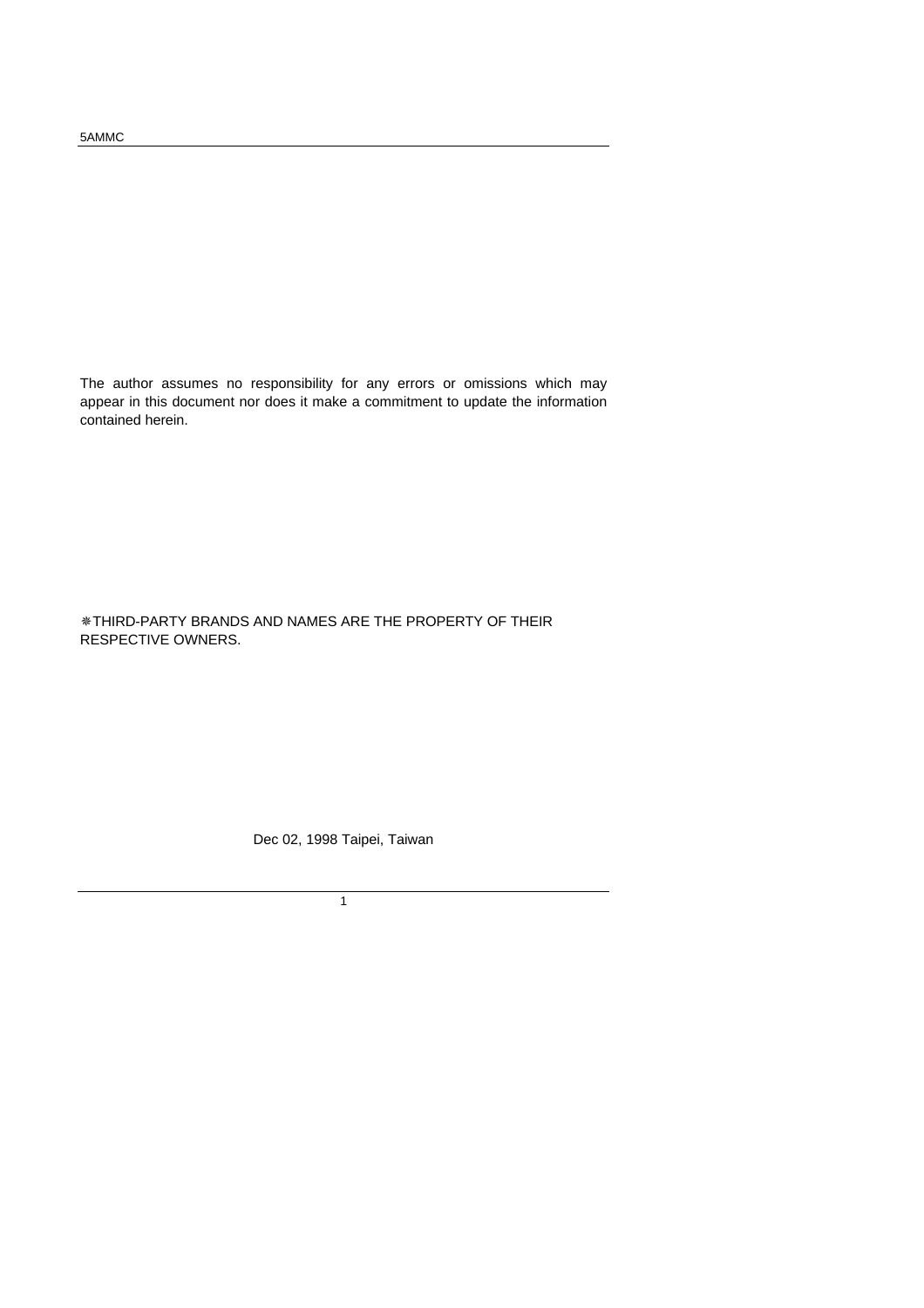The author assumes no responsibility for any errors or omissions which may appear in this document nor does it make a commitment to update the information contained herein.

❋THIRD-PARTY BRANDS AND NAMES ARE THE PROPERTY OF THEIR RESPECTIVE OWNERS.

Dec 02, 1998 Taipei, Taiwan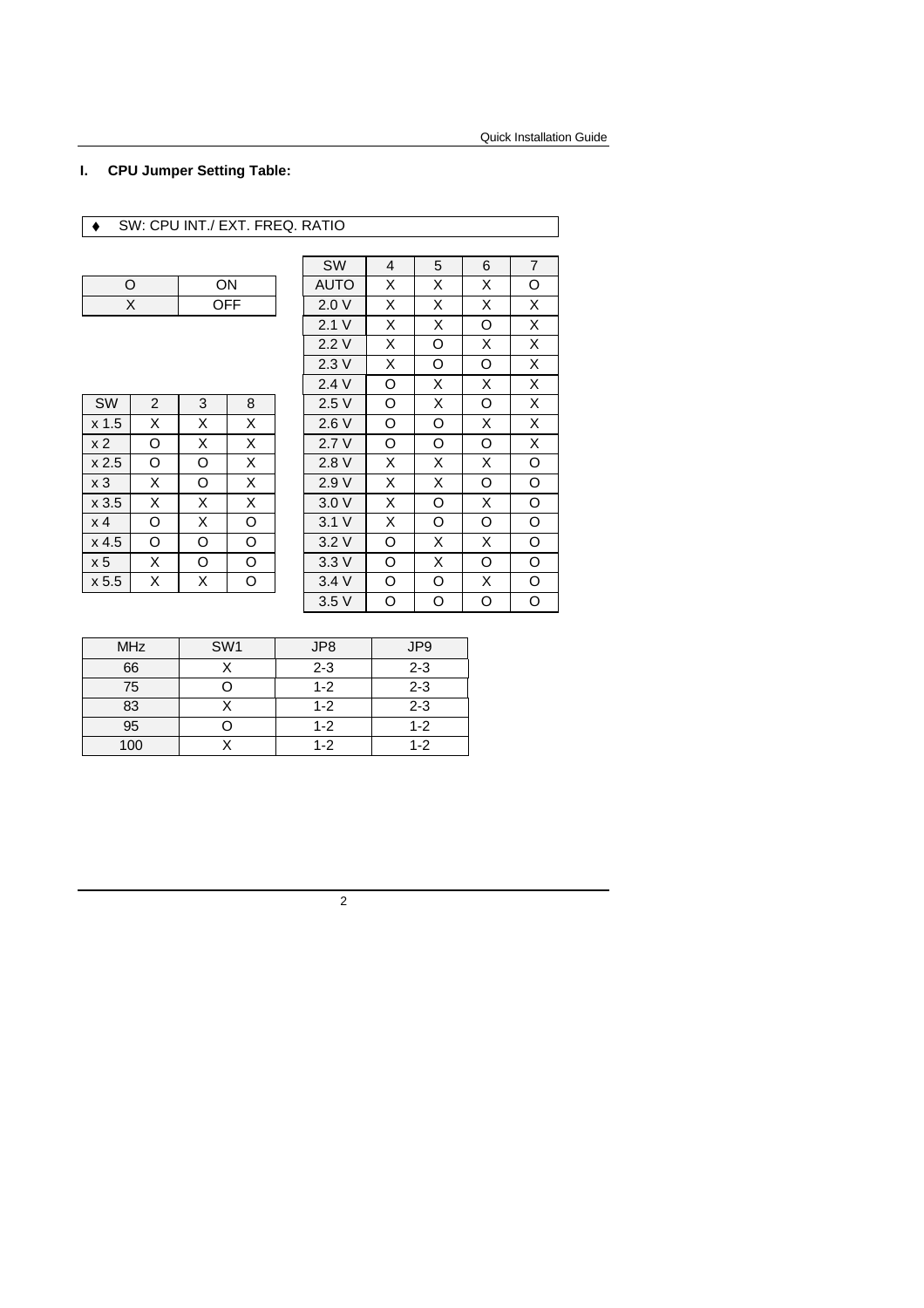## I. CPU Jumper Setting Table:

♦ SW: CPU INT./ EXT. FREQ. RATIO

| O | ON |
|---|---|
| X | OFF |

| SW | 2 | 3 | 8 |
|---|---|---|---|
| x 1.5 | X | X | X |
| x 2 | O | X | X |
| x 2.5 | O | O | X |
| x 3 | X | O | X |
| x 3.5 | X | X | X |
| x 4 | O | X | O |
| x 4.5 | O | O | O |
| x 5 | X | O | O |
| x 5.5 | X | X | O |

| SW | 4 | 5 | 6 | 7 |
|---|---|---|---|---|
| AUTO | X | X | X | O |
| 2.0 V | X | X | X | X |
| 2.1 V | X | X | O | X |
| 2.2 V | X | O | X | X |
| 2.3 V | X | O | O | X |
| 2.4 V | O | X | X | X |
| 2.5 V | O | X | O | X |
| 2.6 V | O | O | X | X |
| 2.7 V | O | O | O | X |
| 2.8 V | X | X | X | O |
| 2.9 V | X | X | O | O |
| 3.0 V | X | O | X | O |
| 3.1 V | X | O | O | O |
| 3.2 V | O | X | X | O |
| 3.3 V | O | X | O | O |
| 3.4 V | O | O | X | O |
| 3.5 V | O | O | O | O |

| MHz | SW1 | JP8 | JP9 |
|---|---|---|---|
| 66 | X | 2-3 | 2-3 |
| 75 | O | 1-2 | 2-3 |
| 83 | X | 1-2 | 2-3 |
| 95 | O | 1-2 | 1-2 |
| 100 | X | 1-2 | 1-2 |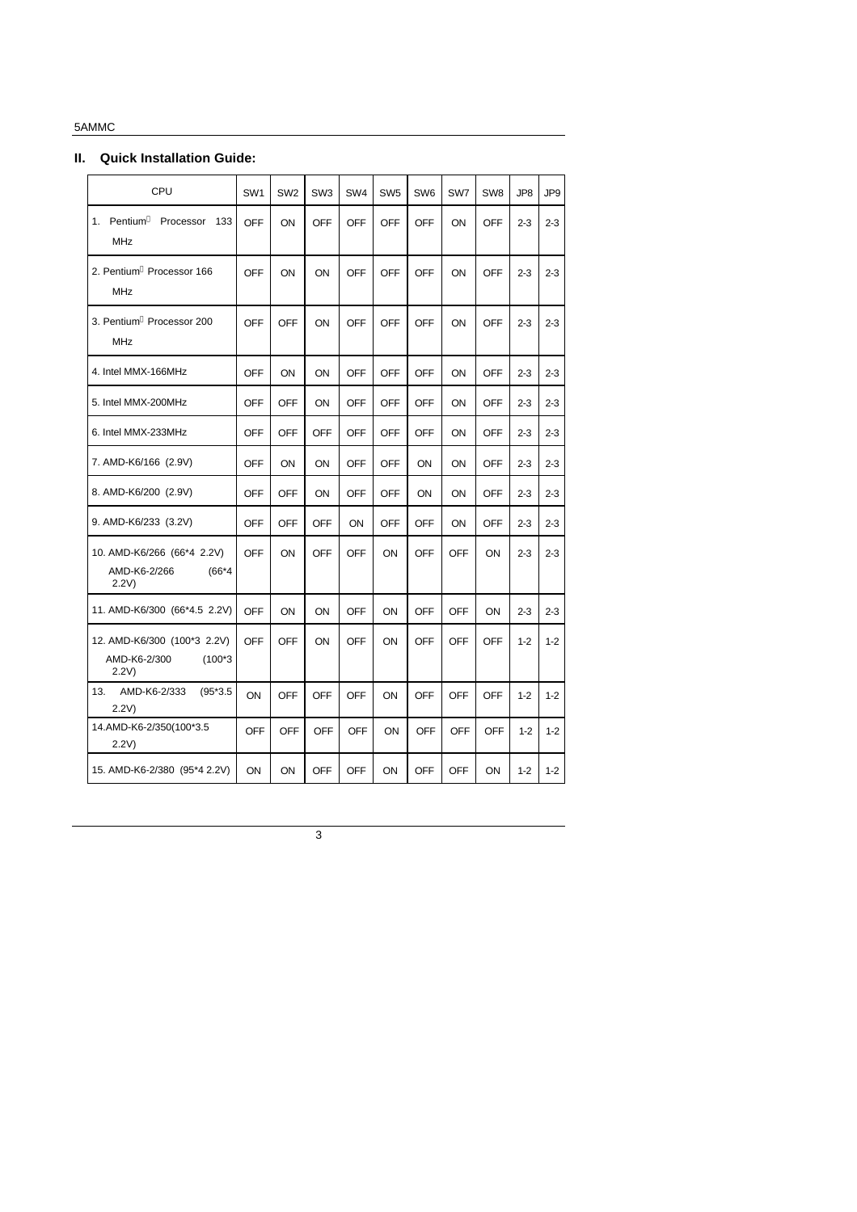## II. Quick Installation Guide:

| CPU | SW1 | SW2 | SW3 | SW4 | SW5 | SW6 | SW7 | SW8 | JP8 | JP9 |
|---|---|---|---|---|---|---|---|---|---|---|
| 1. Pentium Processor 133 MHz | OFF | ON | OFF | OFF | OFF | OFF | ON | OFF | 2-3 | 2-3 |
| 2. Pentium Processor 166 MHz | OFF | ON | ON | OFF | OFF | OFF | ON | OFF | 2-3 | 2-3 |
| 3. Pentium Processor 200 MHz | OFF | OFF | ON | OFF | OFF | OFF | ON | OFF | 2-3 | 2-3 |
| 4. Intel MMX-166MHz | OFF | ON | ON | OFF | OFF | OFF | ON | OFF | 2-3 | 2-3 |
| 5. Intel MMX-200MHz | OFF | OFF | ON | OFF | OFF | OFF | ON | OFF | 2-3 | 2-3 |
| 6. Intel MMX-233MHz | OFF | OFF | OFF | OFF | OFF | OFF | ON | OFF | 2-3 | 2-3 |
| 7. AMD-K6/166 (2.9V) | OFF | ON | ON | OFF | OFF | ON | ON | OFF | 2-3 | 2-3 |
| 8. AMD-K6/200 (2.9V) | OFF | OFF | ON | OFF | OFF | ON | ON | OFF | 2-3 | 2-3 |
| 9. AMD-K6/233 (3.2V) | OFF | OFF | OFF | ON | OFF | OFF | ON | OFF | 2-3 | 2-3 |
| 10. AMD-K6/266 (66*4 2.2V) AMD-K6-2/266 (66*4 2.2V) | OFF | ON | OFF | OFF | ON | OFF | OFF | ON | 2-3 | 2-3 |
| 11. AMD-K6/300 (66*4.5 2.2V) | OFF | ON | ON | OFF | ON | OFF | OFF | ON | 2-3 | 2-3 |
| 12. AMD-K6/300 (100*3 2.2V) AMD-K6-2/300 (100*3 2.2V) | OFF | OFF | ON | OFF | ON | OFF | OFF | OFF | 1-2 | 1-2 |
| 13. AMD-K6-2/333 (95*3.5 2.2V) | ON | OFF | OFF | OFF | ON | OFF | OFF | OFF | 1-2 | 1-2 |
| 14.AMD-K6-2/350(100*3.5 2.2V) | OFF | OFF | OFF | OFF | ON | OFF | OFF | OFF | 1-2 | 1-2 |
| 15. AMD-K6-2/380 (95*4 2.2V) | ON | ON | OFF | OFF | ON | OFF | OFF | ON | 1-2 | 1-2 |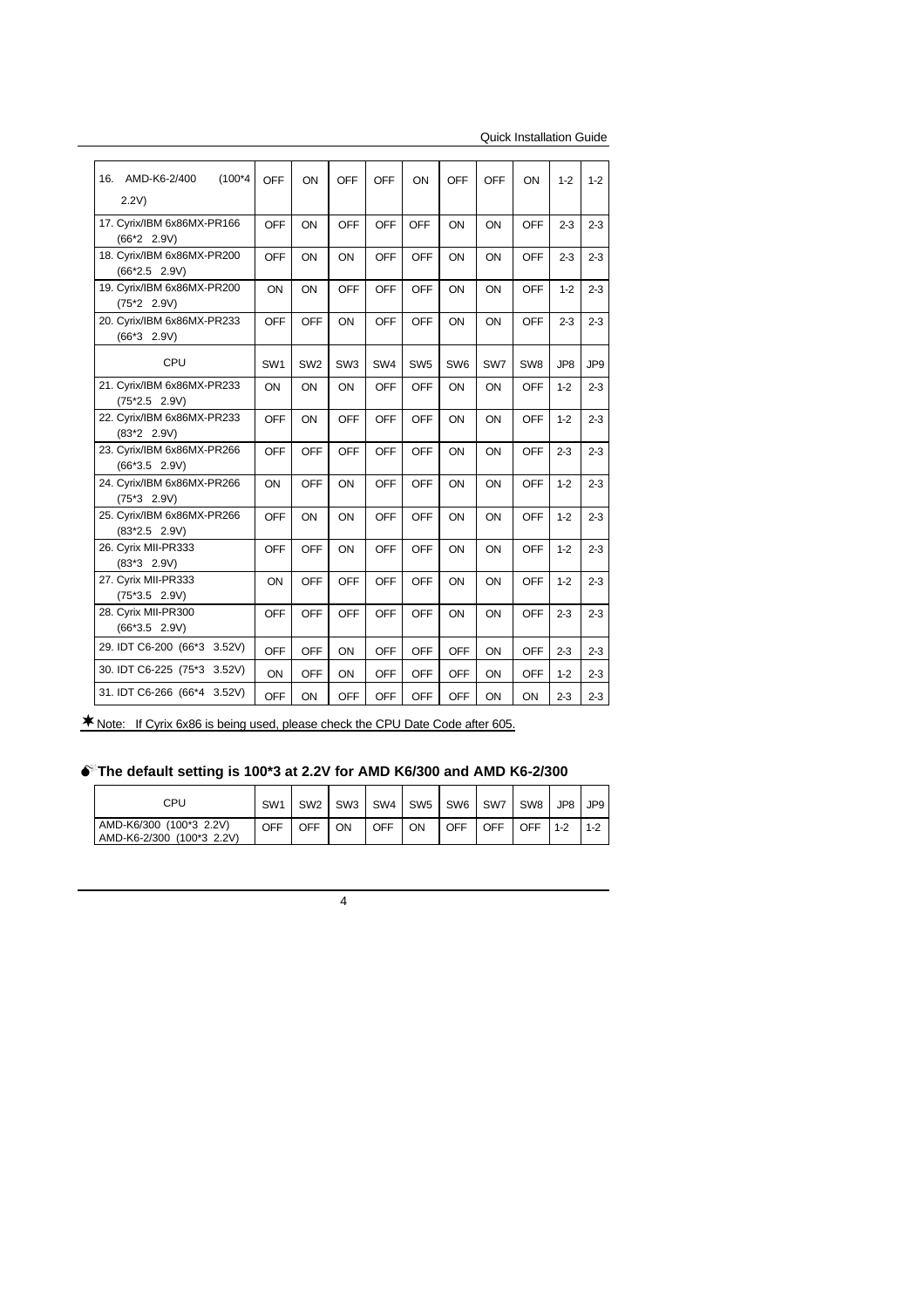| 16. AMD-K6-2/400 (100*4 2.2V) | OFF | ON | OFF | OFF | ON | OFF | OFF | ON | 1-2 | 1-2 |
|---|---|---|---|---|---|---|---|---|---|---|
| 17. Cyrix/IBM 6x86MX-PR166 (66*2 2.9V) | OFF | ON | OFF | OFF | OFF | ON | ON | OFF | 2-3 | 2-3 |
| 18. Cyrix/IBM 6x86MX-PR200 (66*2.5 2.9V) | OFF | ON | ON | OFF | OFF | ON | ON | OFF | 2-3 | 2-3 |
| 19. Cyrix/IBM 6x86MX-PR200 (75*2 2.9V) | ON | ON | OFF | OFF | OFF | ON | ON | OFF | 1-2 | 2-3 |
| 20. Cyrix/IBM 6x86MX-PR233 (66*3 2.9V) | OFF | OFF | ON | OFF | OFF | ON | ON | OFF | 2-3 | 2-3 |
| CPU | SW1 | SW2 | SW3 | SW4 | SW5 | SW6 | SW7 | SW8 | JP8 | JP9 |
| 21. Cyrix/IBM 6x86MX-PR233 (75*2.5 2.9V) | ON | ON | ON | OFF | OFF | ON | ON | OFF | 1-2 | 2-3 |
| 22. Cyrix/IBM 6x86MX-PR233 (83*2 2.9V) | OFF | ON | OFF | OFF | OFF | ON | ON | OFF | 1-2 | 2-3 |
| 23. Cyrix/IBM 6x86MX-PR266 (66*3.5 2.9V) | OFF | OFF | OFF | OFF | OFF | ON | ON | OFF | 2-3 | 2-3 |
| 24. Cyrix/IBM 6x86MX-PR266 (75*3 2.9V) | ON | OFF | ON | OFF | OFF | ON | ON | OFF | 1-2 | 2-3 |
| 25. Cyrix/IBM 6x86MX-PR266 (83*2.5 2.9V) | OFF | ON | ON | OFF | OFF | ON | ON | OFF | 1-2 | 2-3 |
| 26. Cyrix MII-PR333 (83*3 2.9V) | OFF | OFF | ON | OFF | OFF | ON | ON | OFF | 1-2 | 2-3 |
| 27. Cyrix MII-PR333 (75*3.5 2.9V) | ON | OFF | OFF | OFF | OFF | ON | ON | OFF | 1-2 | 2-3 |
| 28. Cyrix MII-PR300 (66*3.5 2.9V) | OFF | OFF | OFF | OFF | OFF | ON | ON | OFF | 2-3 | 2-3 |
| 29. IDT C6-200 (66*3 3.52V) | OFF | OFF | ON | OFF | OFF | OFF | ON | OFF | 2-3 | 2-3 |
| 30. IDT C6-225 (75*3 3.52V) | ON | OFF | ON | OFF | OFF | OFF | ON | OFF | 1-2 | 2-3 |
| 31. IDT C6-266 (66*4 3.52V) | OFF | ON | OFF | OFF | OFF | OFF | ON | ON | 2-3 | 2-3 |

★Note: If Cyrix 6x86 is being used, please check the CPU Date Code after 605.

### The default setting is 100*3 at 2.2V for AMD K6/300 and AMD K6-2/300

| CPU | SW1 | SW2 | SW3 | SW4 | SW5 | SW6 | SW7 | SW8 | JP8 | JP9 |
|---|---|---|---|---|---|---|---|---|---|---|
| AMD-K6/300 (100*3 2.2V) AMD-K6-2/300 (100*3 2.2V) | OFF | OFF | ON | OFF | ON | OFF | OFF | OFF | 1-2 | 1-2 |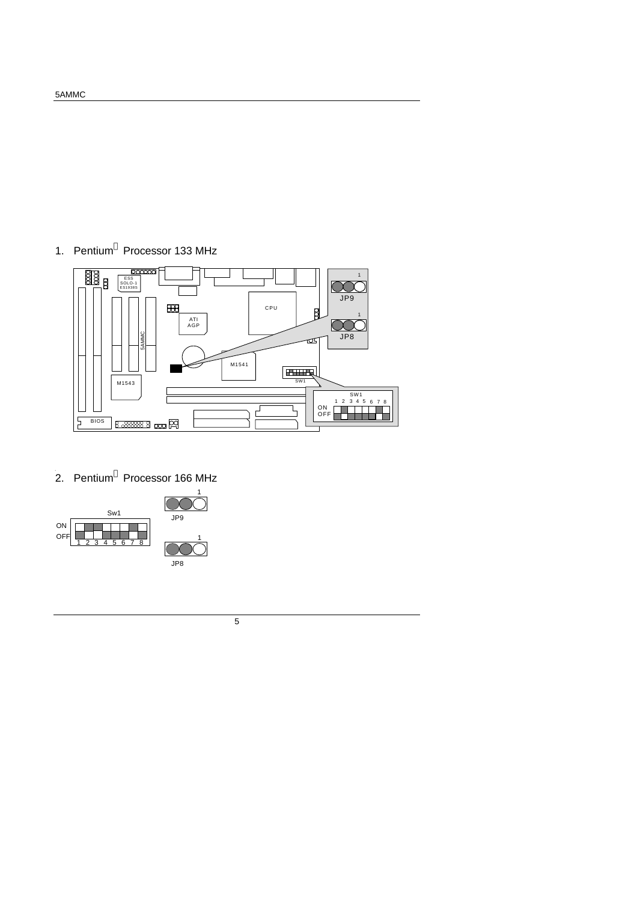1. Pentium Processor 133 MHz

ESS SOLO-1 ES1938S

ATI AGP

CPU

5AMMC

M1541

M1543

BIOS

SW1

JP9

JP8

SW1

ON

OFF

1 2 3 4 5 6 7 8

2. Pentium Processor 166 MHz

Sw1

ON

OFF

1 2 3 4 5 6 7 8

JP9

JP8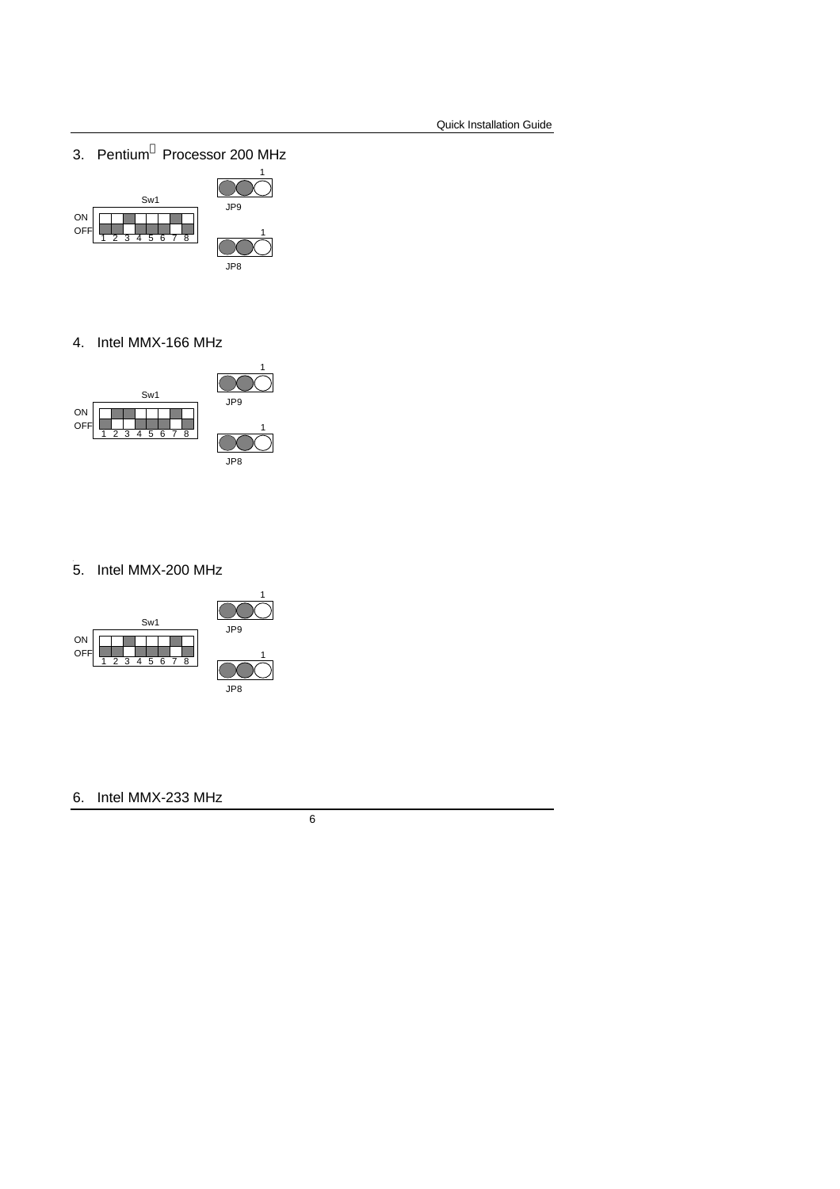3. Pentium Processor 200 MHz

Sw1

ON

OFF

1 2 3 4 5 6 7 8

1

JP9

1

JP8

4. Intel MMX-166 MHz

Sw1

ON

OFF

1 2 3 4 5 6 7 8

1

JP9

1

JP8

5. Intel MMX-200 MHz

Sw1

ON

OFF

1 2 3 4 5 6 7 8

1

JP9

1

JP8

6. Intel MMX-233 MHz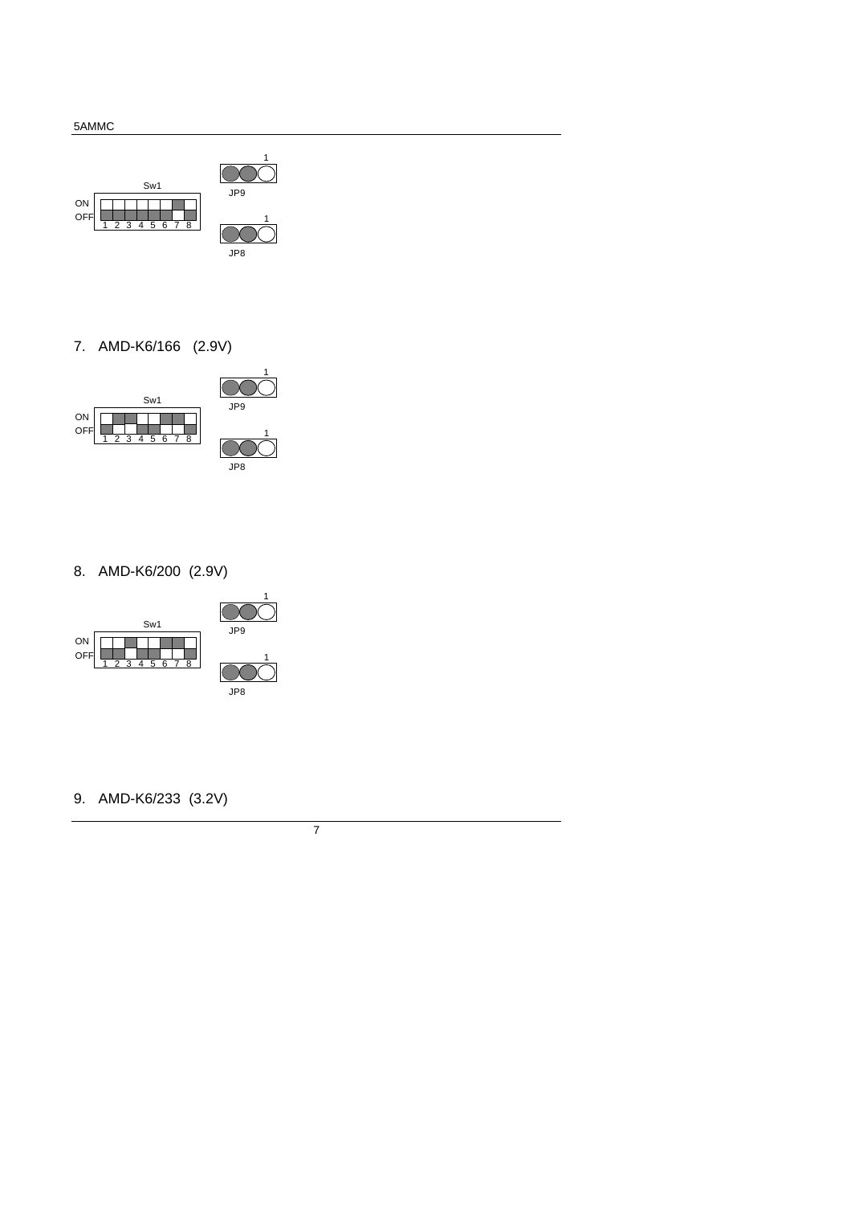Sw1

ON
OFF
1 2 3 4 5 6 7 8

JP9
1

JP8
1

7. AMD-K6/166 (2.9V)

Sw1

ON
OFF
1 2 3 4 5 6 7 8

JP9
1

JP8
1

8. AMD-K6/200 (2.9V)

Sw1

ON
OFF
1 2 3 4 5 6 7 8

JP9
1

JP8
1

9. AMD-K6/233 (3.2V)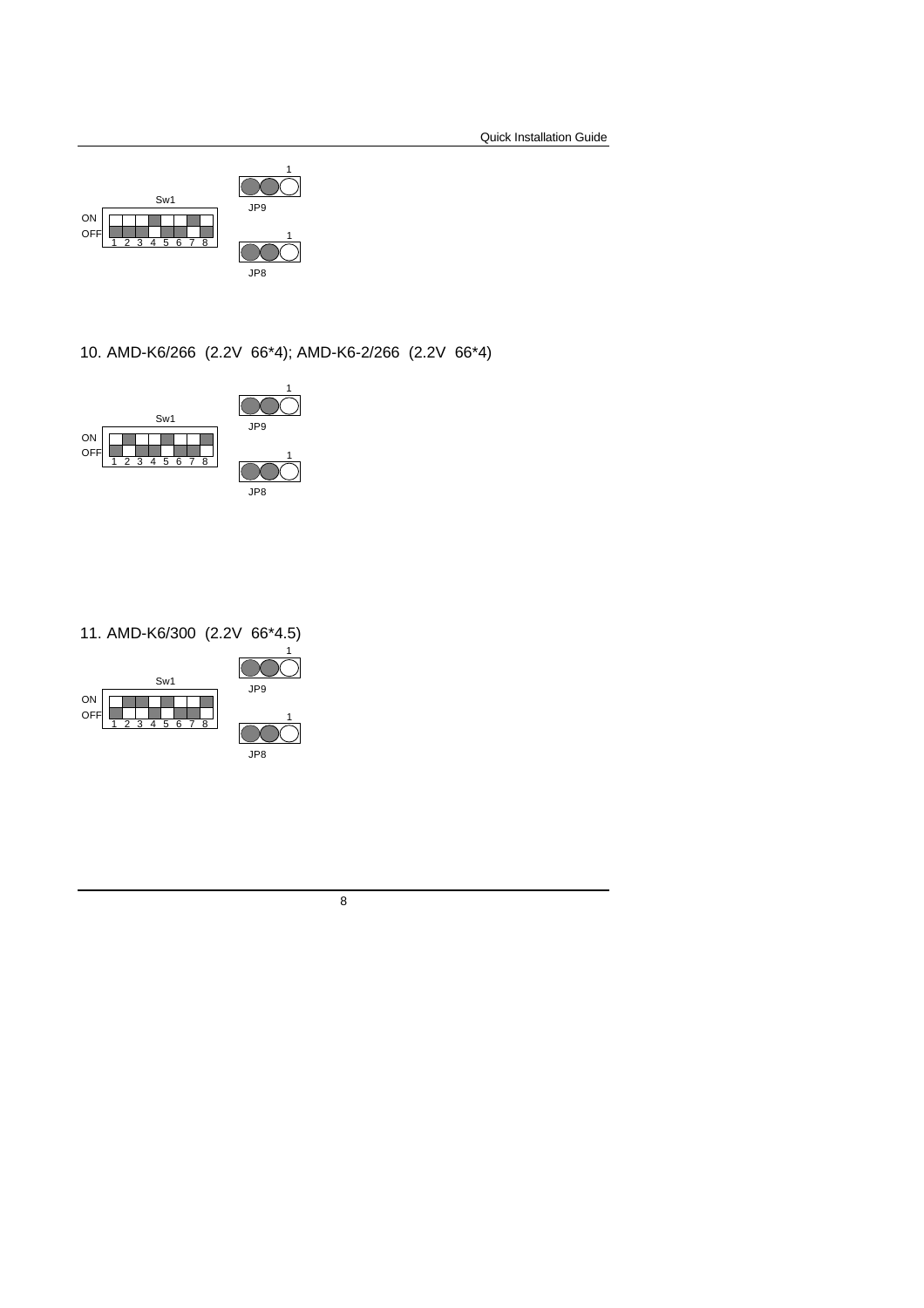Sw1

ON
OFF
1 2 3 4 5 6 7 8

1
JP9

1
JP8

10. AMD-K6/266 (2.2V 66*4); AMD-K6-2/266 (2.2V 66*4)

Sw1

ON
OFF
1 2 3 4 5 6 7 8

1
JP9

1
JP8

11. AMD-K6/300 (2.2V 66*4.5)

Sw1

ON
OFF
1 2 3 4 5 6 7 8

1
JP9

1
JP8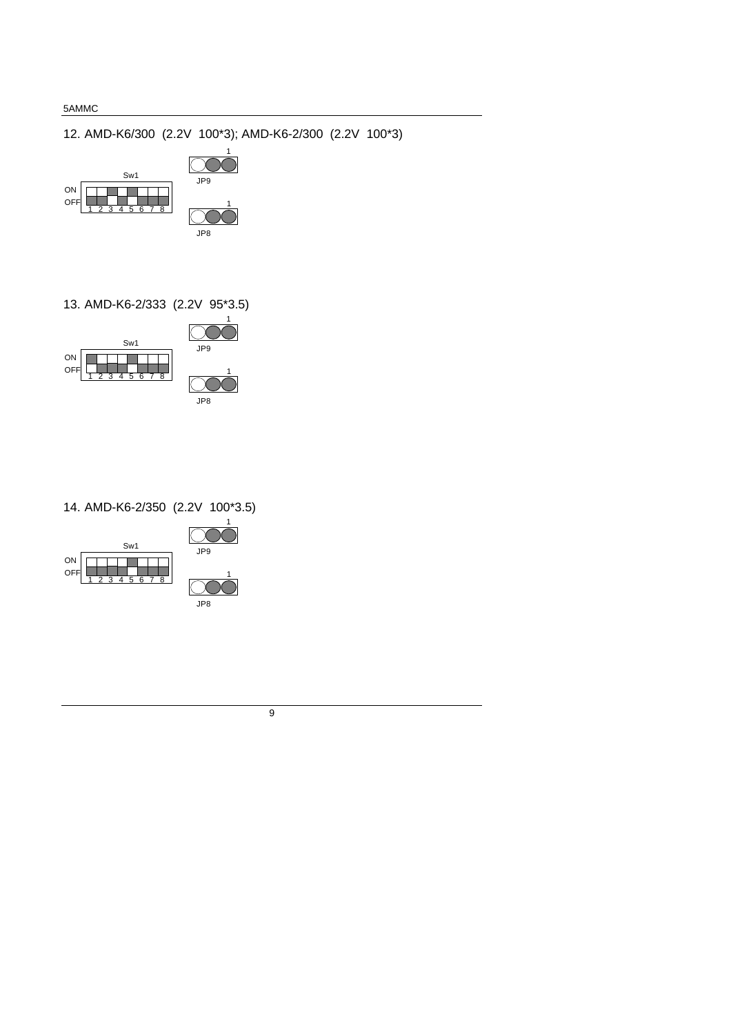## 12. AMD-K6/300 (2.2V 100*3); AMD-K6-2/300 (2.2V 100*3)

Sw1

ON

OFF

1 2 3 4 5 6 7 8

JP9

JP8

## 13. AMD-K6-2/333 (2.2V 95*3.5)

Sw1

ON

OFF

1 2 3 4 5 6 7 8

JP9

JP8

## 14. AMD-K6-2/350 (2.2V 100*3.5)

Sw1

ON

OFF

1 2 3 4 5 6 7 8

JP9

JP8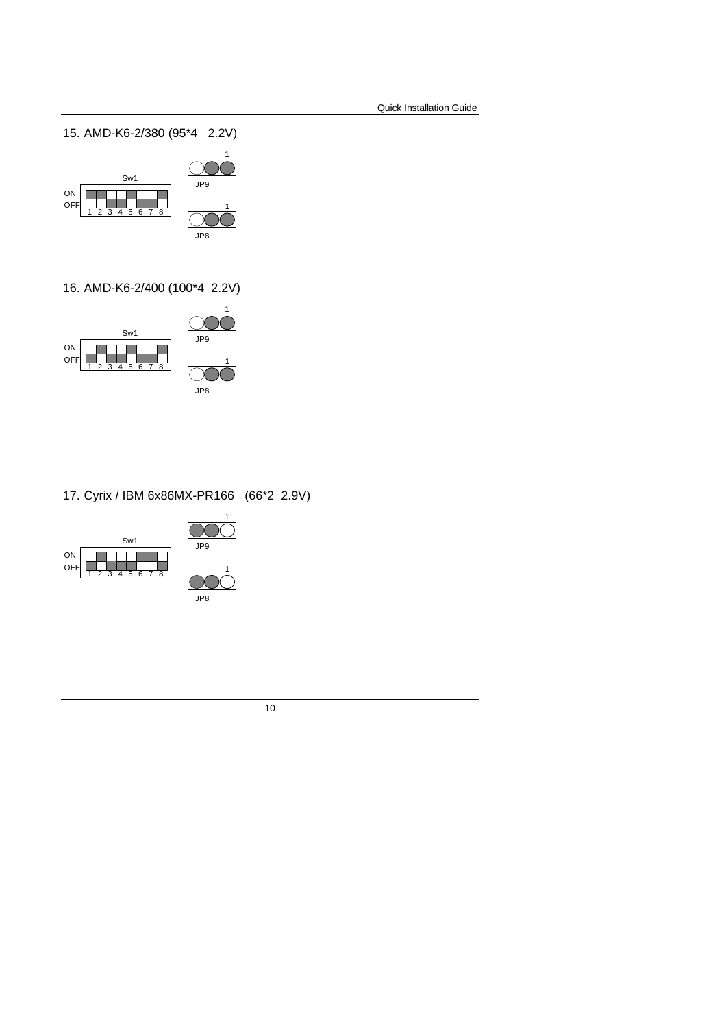15. AMD-K6-2/380 (95*4   2.2V)

Sw1

ON
OFF
1 2 3 4 5 6 7 8

1
JP9

1
JP8

16. AMD-K6-2/400 (100*4  2.2V)

Sw1

ON
OFF
1 2 3 4 5 6 7 8

1
JP9

1
JP8

17. Cyrix / IBM 6x86MX-PR166   (66*2  2.9V)

Sw1

ON
OFF
1 2 3 4 5 6 7 8

1
JP9

1
JP8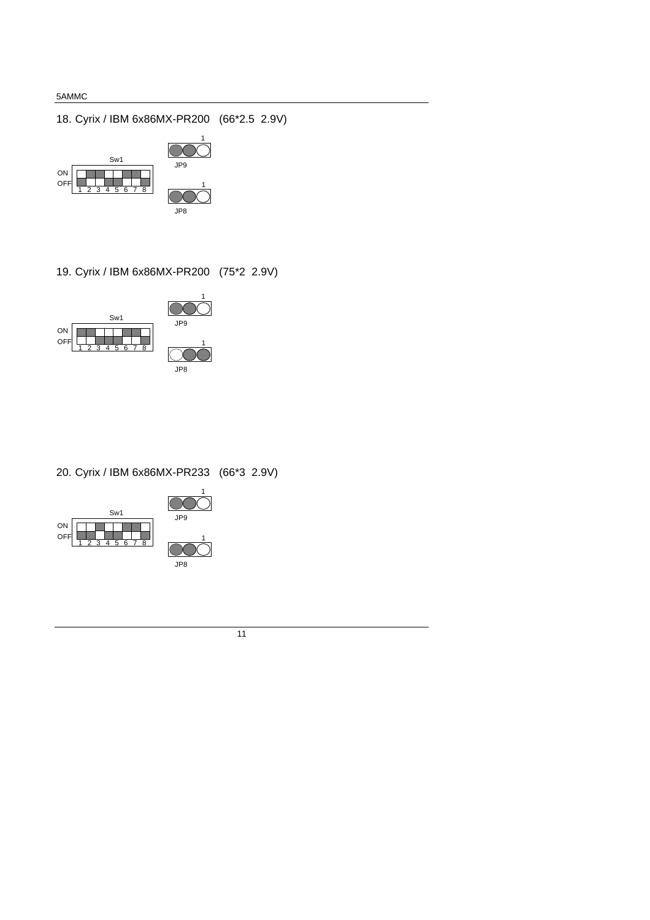## 18. Cyrix / IBM 6x86MX-PR200 (66*2.5 2.9V)

Sw1

ON
OFF
1 2 3 4 5 6 7 8

1
JP9

1
JP8

## 19. Cyrix / IBM 6x86MX-PR200 (75*2 2.9V)

Sw1

ON
OFF
1 2 3 4 5 6 7 8

1
JP9

1
JP8

## 20. Cyrix / IBM 6x86MX-PR233 (66*3 2.9V)

Sw1

ON
OFF
1 2 3 4 5 6 7 8

1
JP9

1
JP8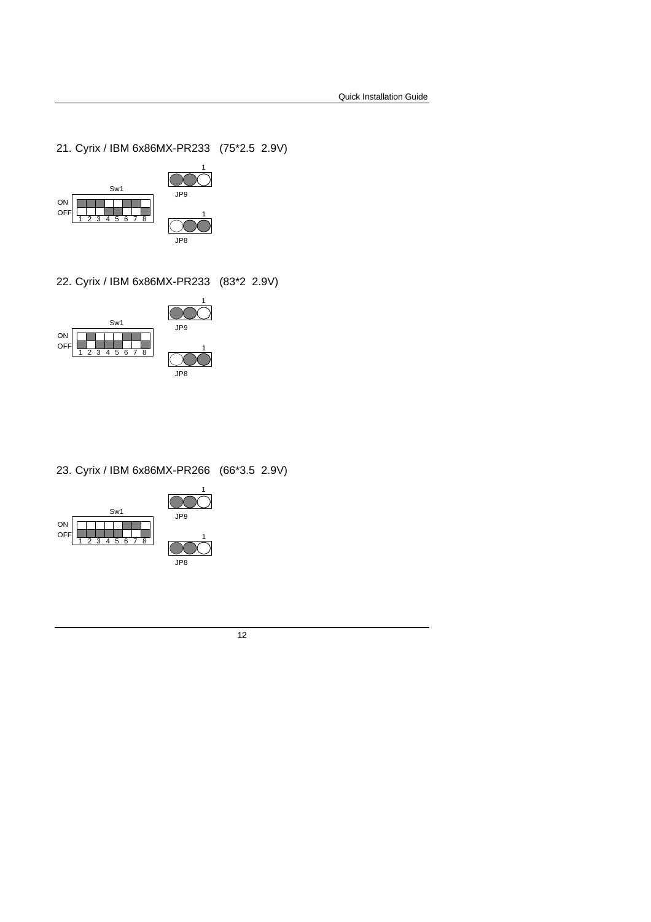21. Cyrix / IBM 6x86MX-PR233 (75*2.5 2.9V)

Sw1

ON
OFF
1 2 3 4 5 6 7 8

1
JP9

1
JP8

22. Cyrix / IBM 6x86MX-PR233 (83*2 2.9V)

Sw1

ON
OFF
1 2 3 4 5 6 7 8

1
JP9

1
JP8

23. Cyrix / IBM 6x86MX-PR266 (66*3.5 2.9V)

Sw1

ON
OFF
1 2 3 4 5 6 7 8

1
JP9

1
JP8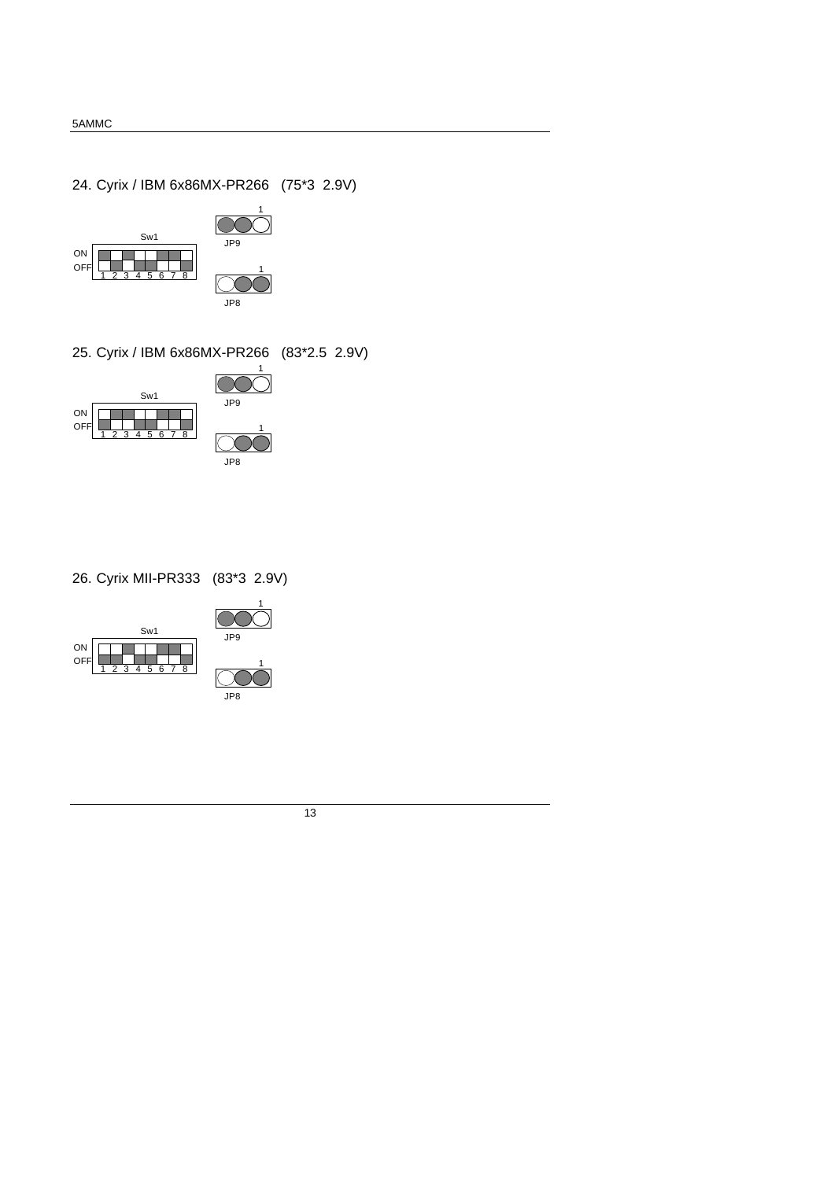## 24. Cyrix / IBM 6x86MX-PR266 (75*3 2.9V)

Sw1

ON

OFF

1 2 3 4 5 6 7 8

JP9 (1)

JP8 (1)

## 25. Cyrix / IBM 6x86MX-PR266 (83*2.5 2.9V)

Sw1

ON

OFF

1 2 3 4 5 6 7 8

JP9 (1)

JP8 (1)

## 26. Cyrix MII-PR333 (83*3 2.9V)

Sw1

ON

OFF

1 2 3 4 5 6 7 8

JP9 (1)

JP8 (1)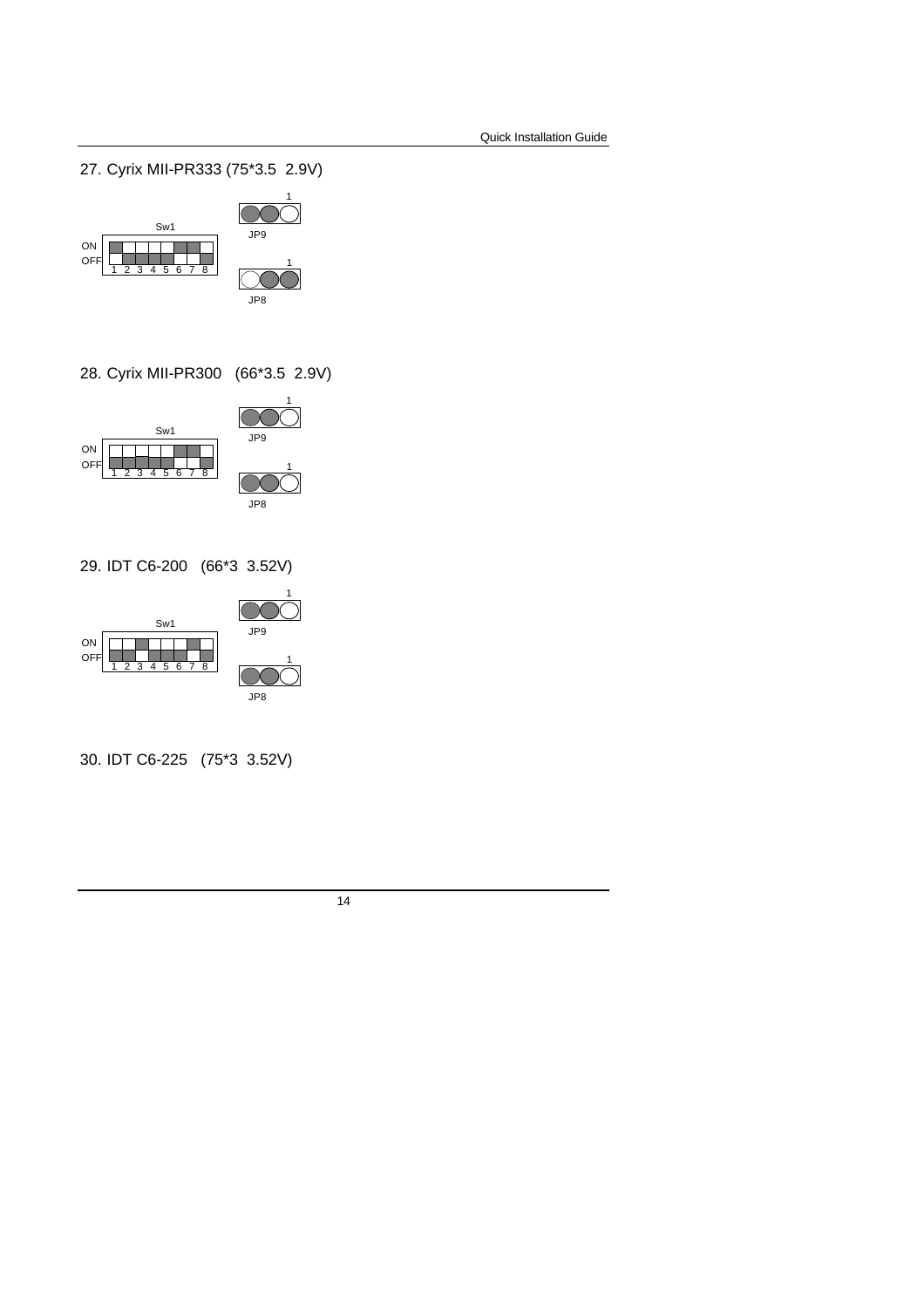27. Cyrix MII-PR333 (75*3.5 2.9V)

Sw1

ON
OFF
1 2 3 4 5 6 7 8

1
JP9

1
JP8

28. Cyrix MII-PR300 (66*3.5 2.9V)

Sw1

ON
OFF
1 2 3 4 5 6 7 8

1
JP9

1
JP8

29. IDT C6-200 (66*3 3.52V)

Sw1

ON
OFF
1 2 3 4 5 6 7 8

1
JP9

1
JP8

30. IDT C6-225 (75*3 3.52V)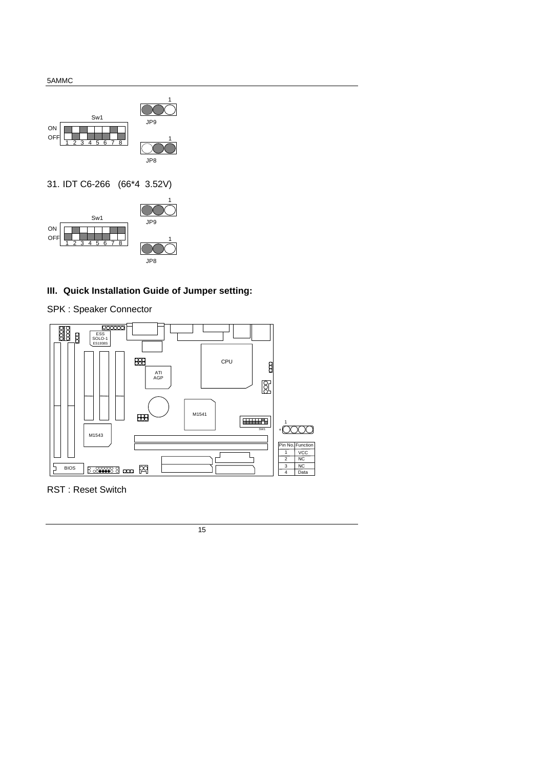31. IDT C6-266 (66*4 3.52V)

### III. Quick Installation Guide of Jumper setting:

SPK : Speaker Connector

| Pin No. | Function |
|---|---|
| 1 | VCC |
| 2 | NC |
| 3 | NC |
| 4 | Data |

RST : Reset Switch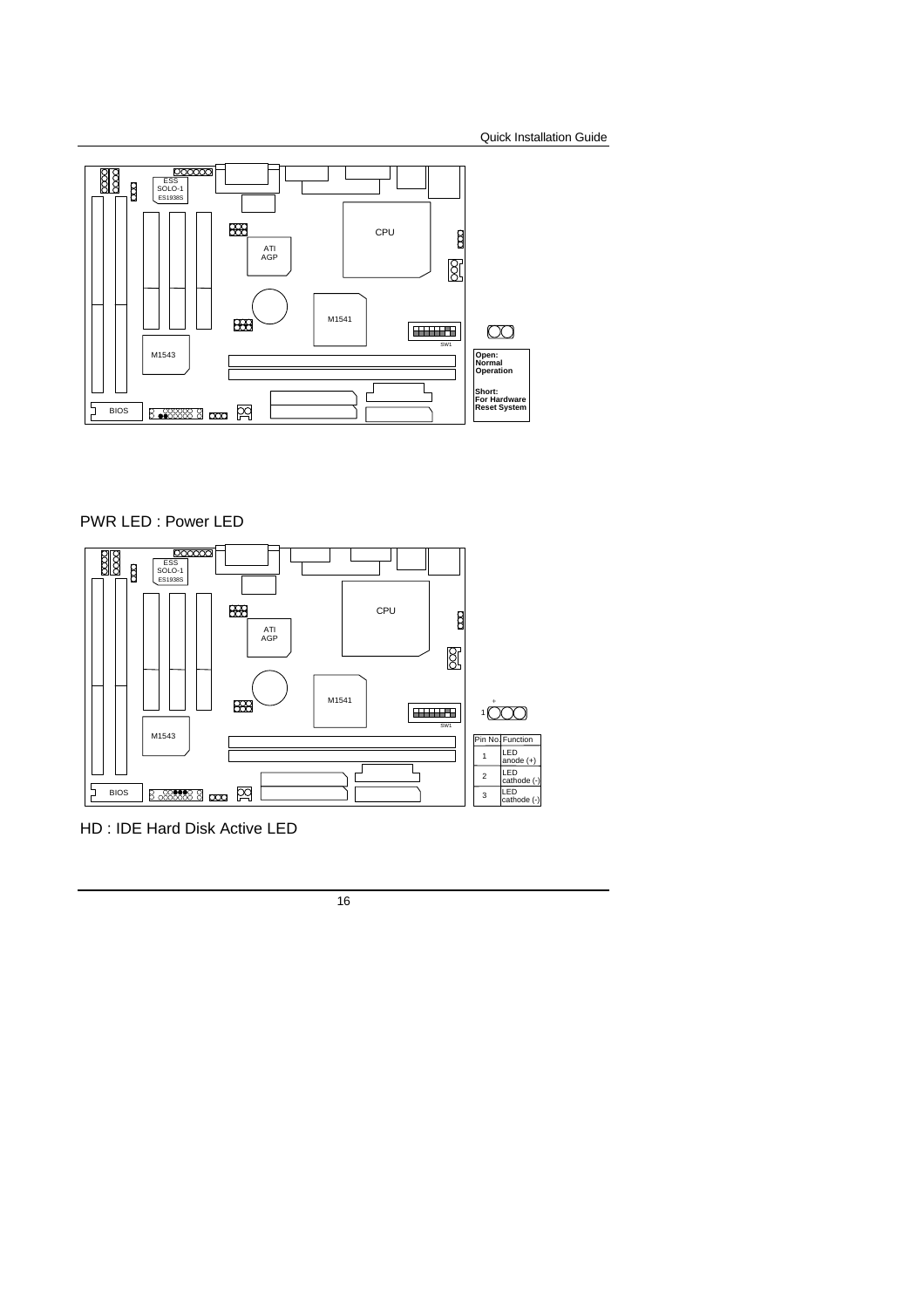Open: Normal Operation

Short: For Hardware Reset System

PWR LED : Power LED

| Pin No. | Function |
| --- | --- |
| 1 | LED anode (+) |
| 2 | LED cathode (-) |
| 3 | LED cathode (-) |

HD : IDE Hard Disk Active LED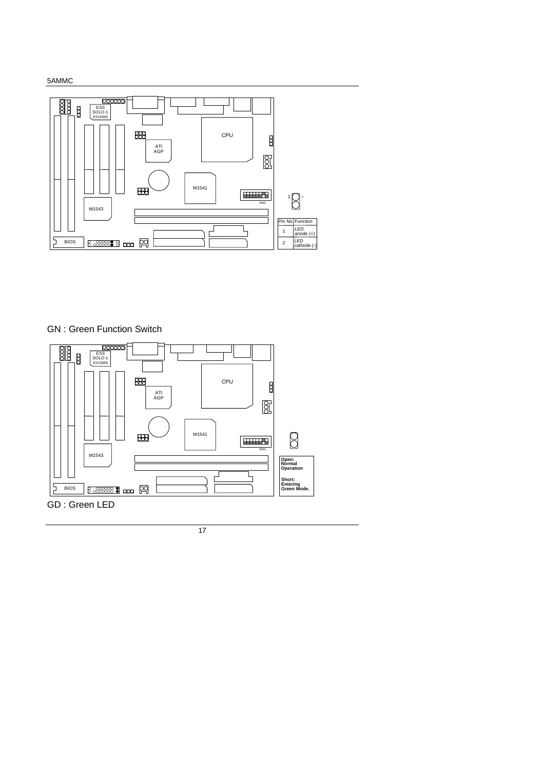| Pin No. | Function |
| --- | --- |
| 1 | LED anode (+) |
| 2 | LED cathode (-) |

GN : Green Function Switch

Open: Normal Operation

Short: Entering Green Mode.

GD : Green LED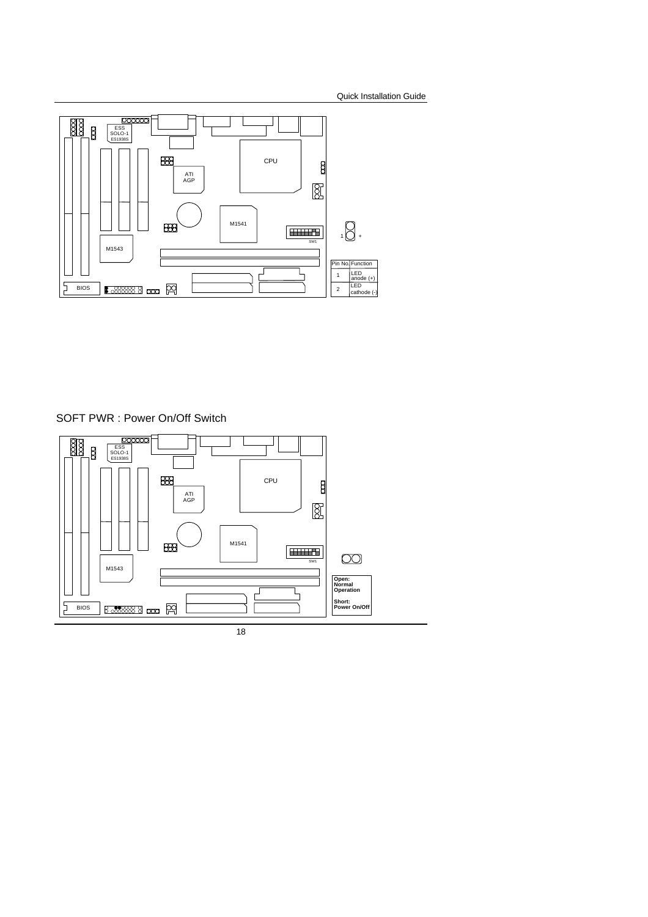| Pin No. | Function |
|---|---|
| 1 | LED anode (+) |
| 2 | LED cathode (-) |

## SOFT PWR : Power On/Off Switch

**Open:**
**Normal Operation**

**Short:**
**Power On/Off**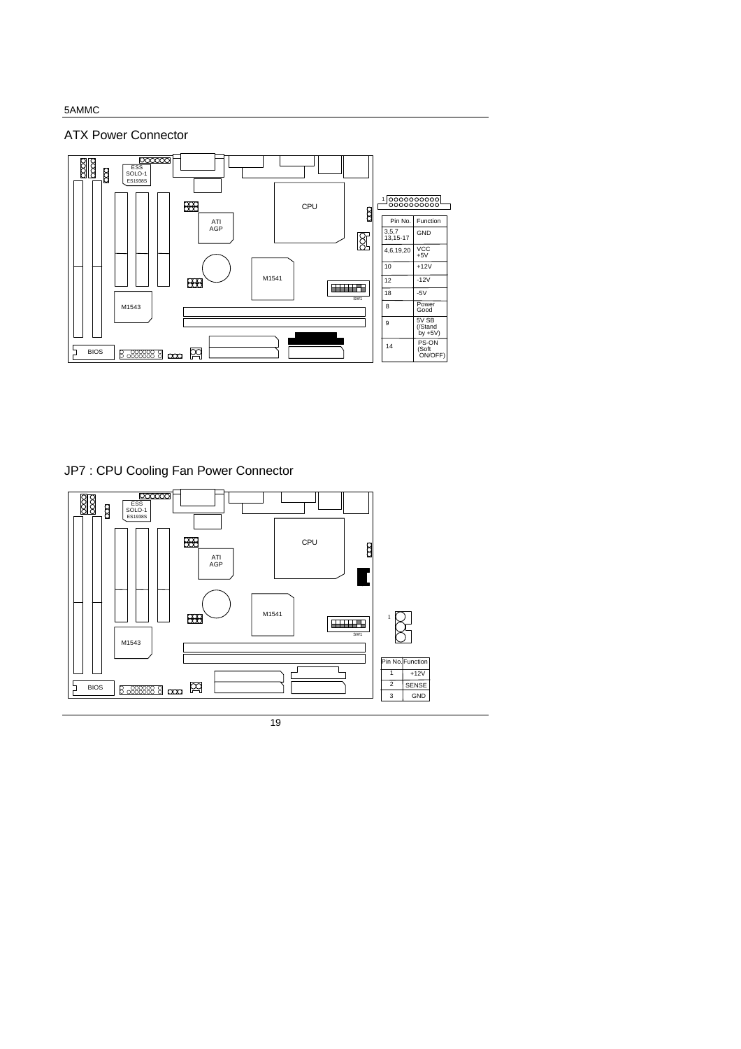## ATX Power Connector

| Pin No. | Function |
| --- | --- |
| 3,5,7 13,15-17 | GND |
| 4,6,19,20 | VCC +5V |
| 10 | +12V |
| 12 | -12V |
| 18 | -5V |
| 8 | Power Good |
| 9 | 5V SB (/Stand by +5V) |
| 14 | PS-ON (Soft ON/OFF) |

## JP7 : CPU Cooling Fan Power Connector

| Pin No. | Function |
| --- | --- |
| 1 | +12V |
| 2 | SENSE |
| 3 | GND |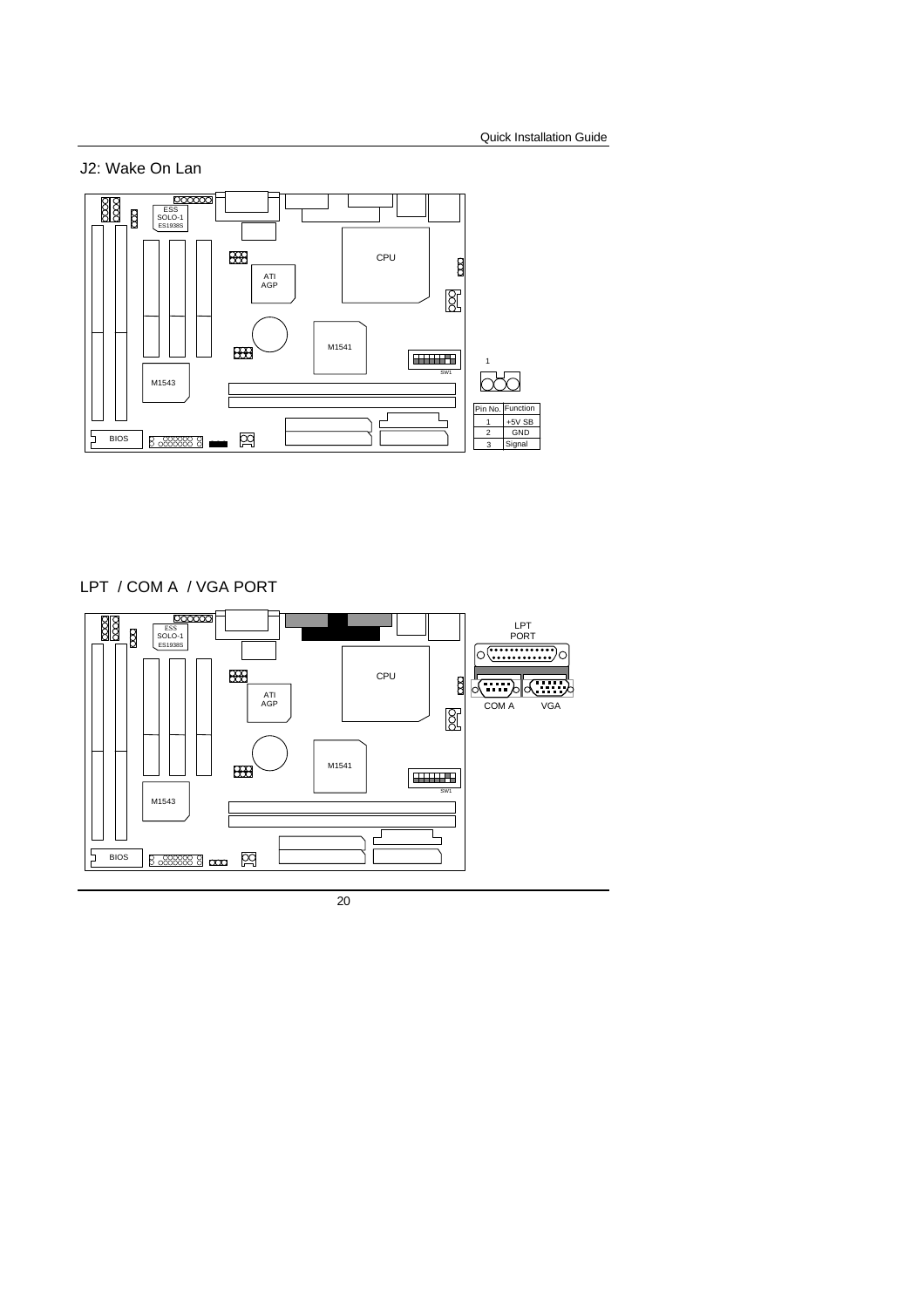## J2: Wake On Lan

| Pin No. | Function |
| --- | --- |
| 1 | +5V SB |
| 2 | GND |
| 3 | Signal |

## LPT / COM A / VGA PORT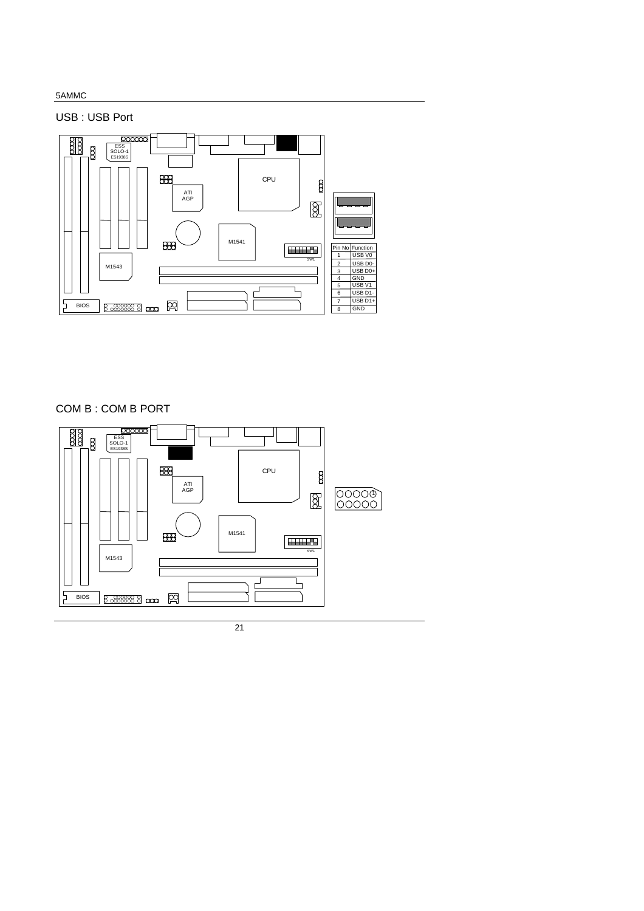## USB : USB Port

| Pin No | Function |
|---|---|
| 1 | USB V0 |
| 2 | USB D0- |
| 3 | USB D0+ |
| 4 | GND |
| 5 | USB V1 |
| 6 | USB D1- |
| 7 | USB D1+ |
| 8 | GND |

## COM B : COM B PORT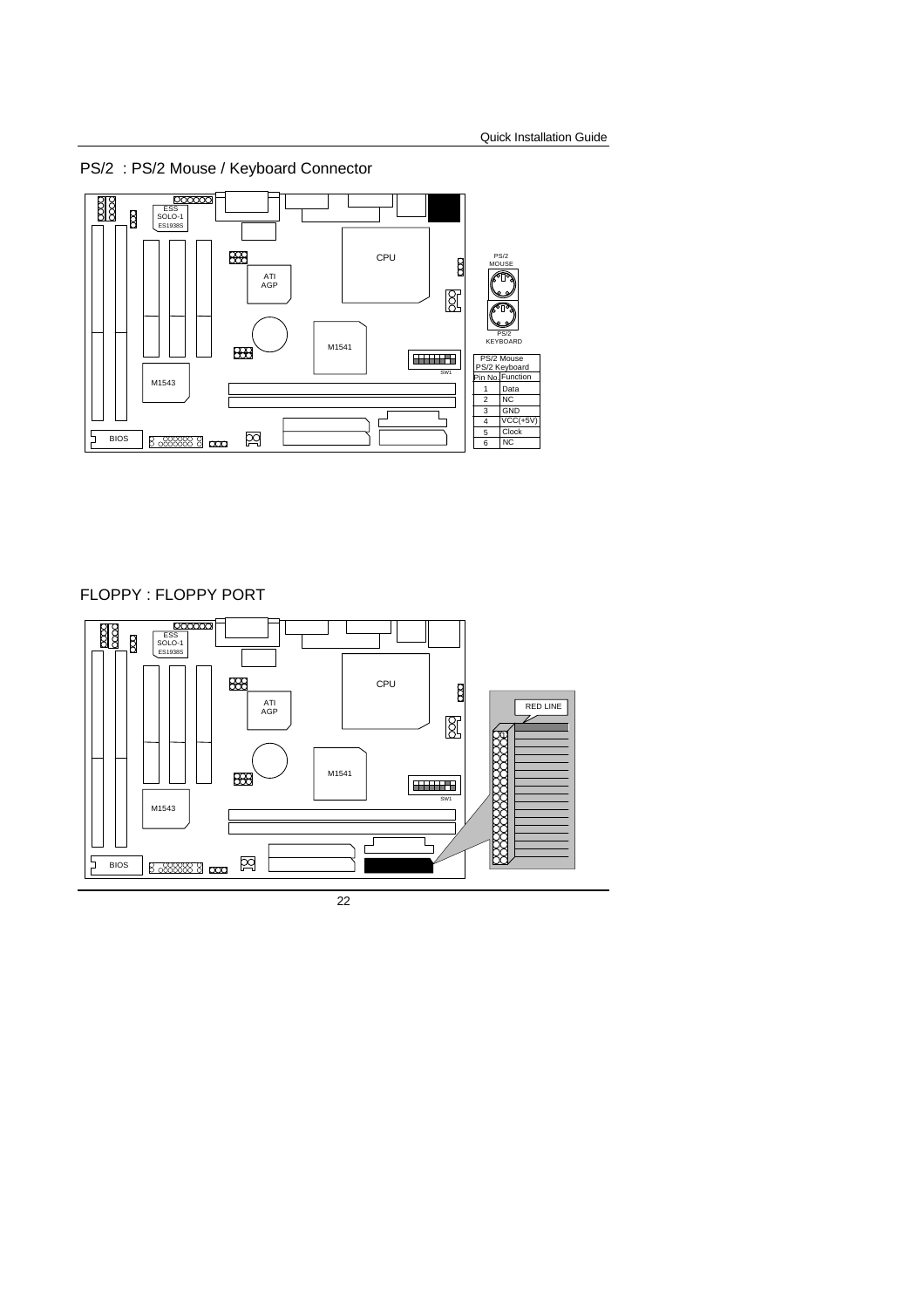## PS/2 : PS/2 Mouse / Keyboard Connector

| PS/2 Mouse PS/2 Keyboard | |
|---|---|
| Pin No. | Function |
| 1 | Data |
| 2 | NC |
| 3 | GND |
| 4 | VCC(+5V) |
| 5 | Clock |
| 6 | NC |

## FLOPPY : FLOPPY PORT

RED LINE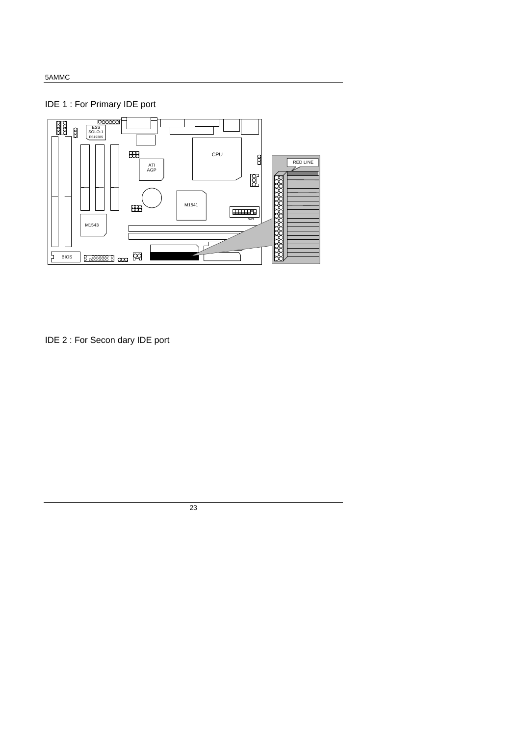IDE 1 : For Primary IDE port

IDE 2 : For Secon dary IDE port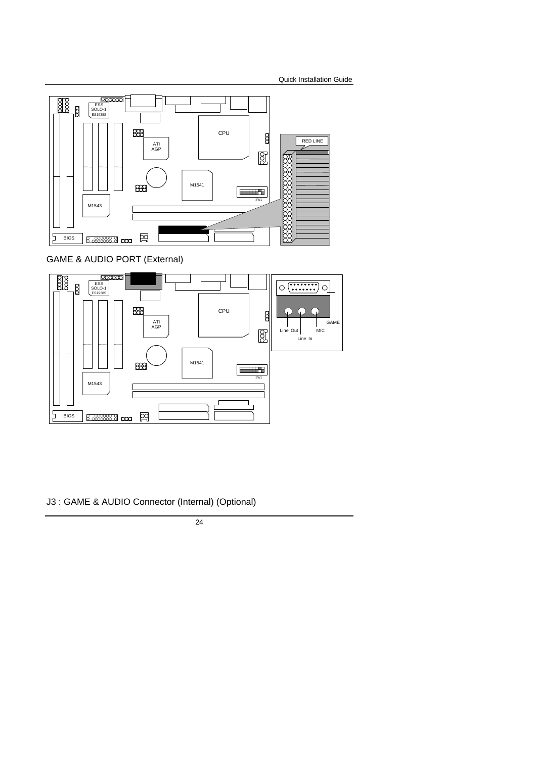GAME & AUDIO PORT (External)

J3 : GAME & AUDIO Connector (Internal) (Optional)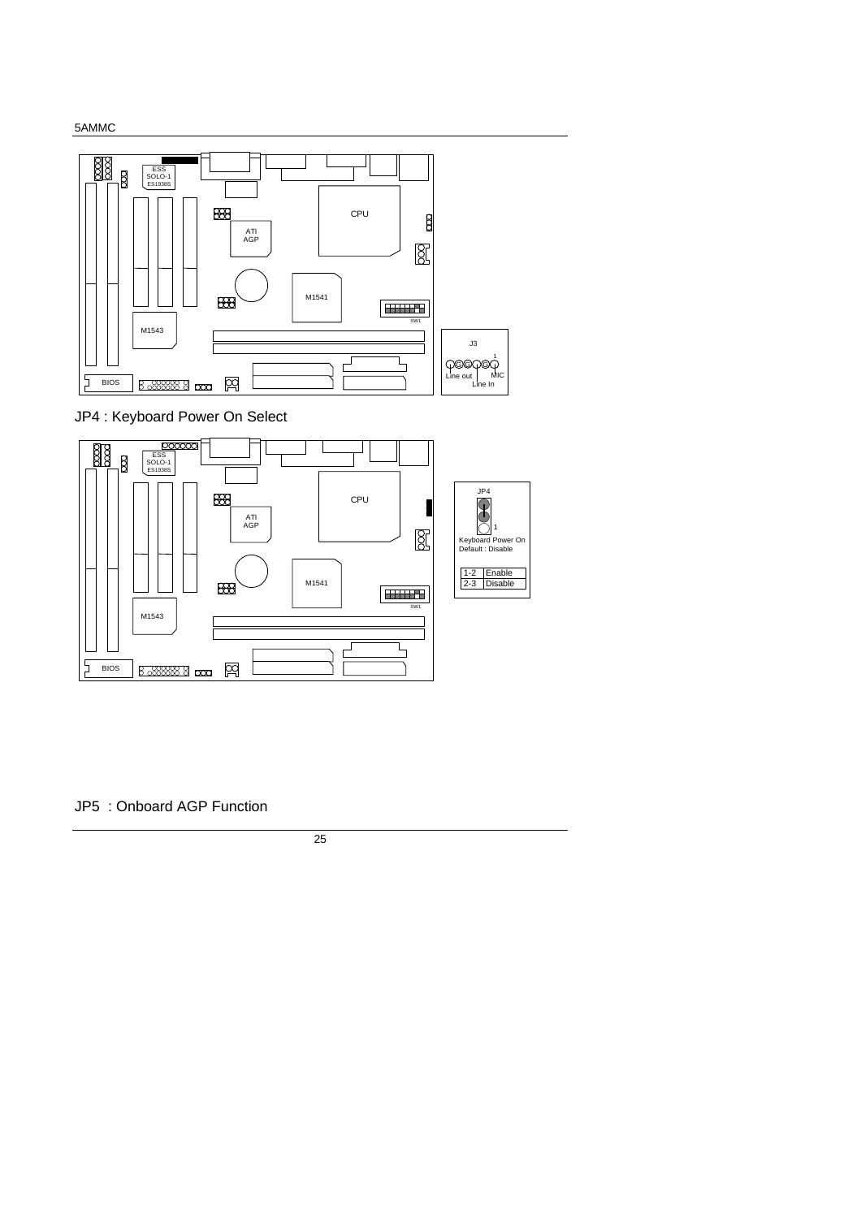J3

1

Line out

MIC

Line In

## JP4 : Keyboard Power On Select

JP4

1

Keyboard Power On
Default : Disable

| 1-2 | Enable |
|---|---|
| 2-3 | Disable |

## JP5 : Onboard AGP Function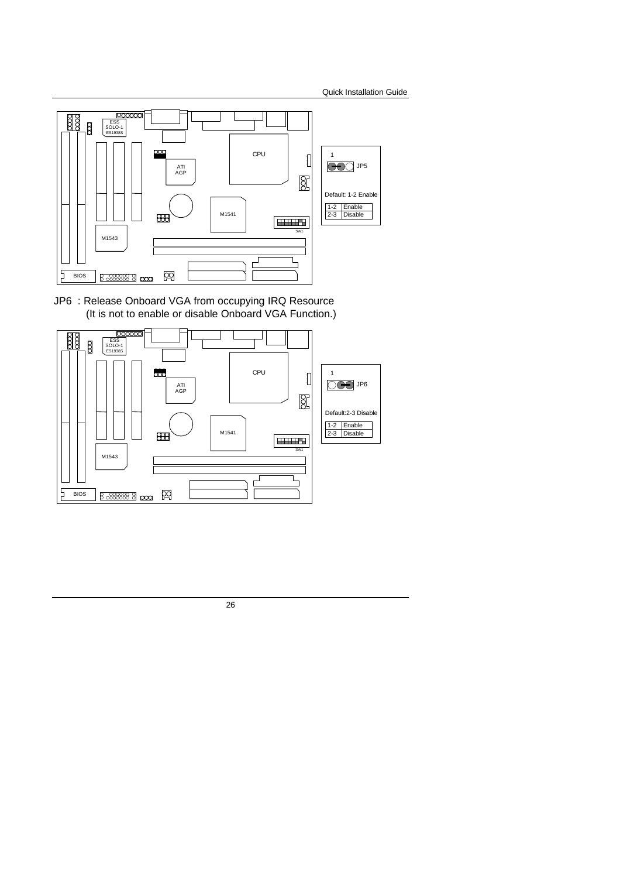1

JP5

Default: 1-2 Enable

| 1-2 | Enable |
|---|---|
| 2-3 | Disable |

JP6 : Release Onboard VGA from occupying IRQ Resource
(It is not to enable or disable Onboard VGA Function.)

1

JP6

Default:2-3 Disable

| 1-2 | Enable |
|---|---|
| 2-3 | Disable |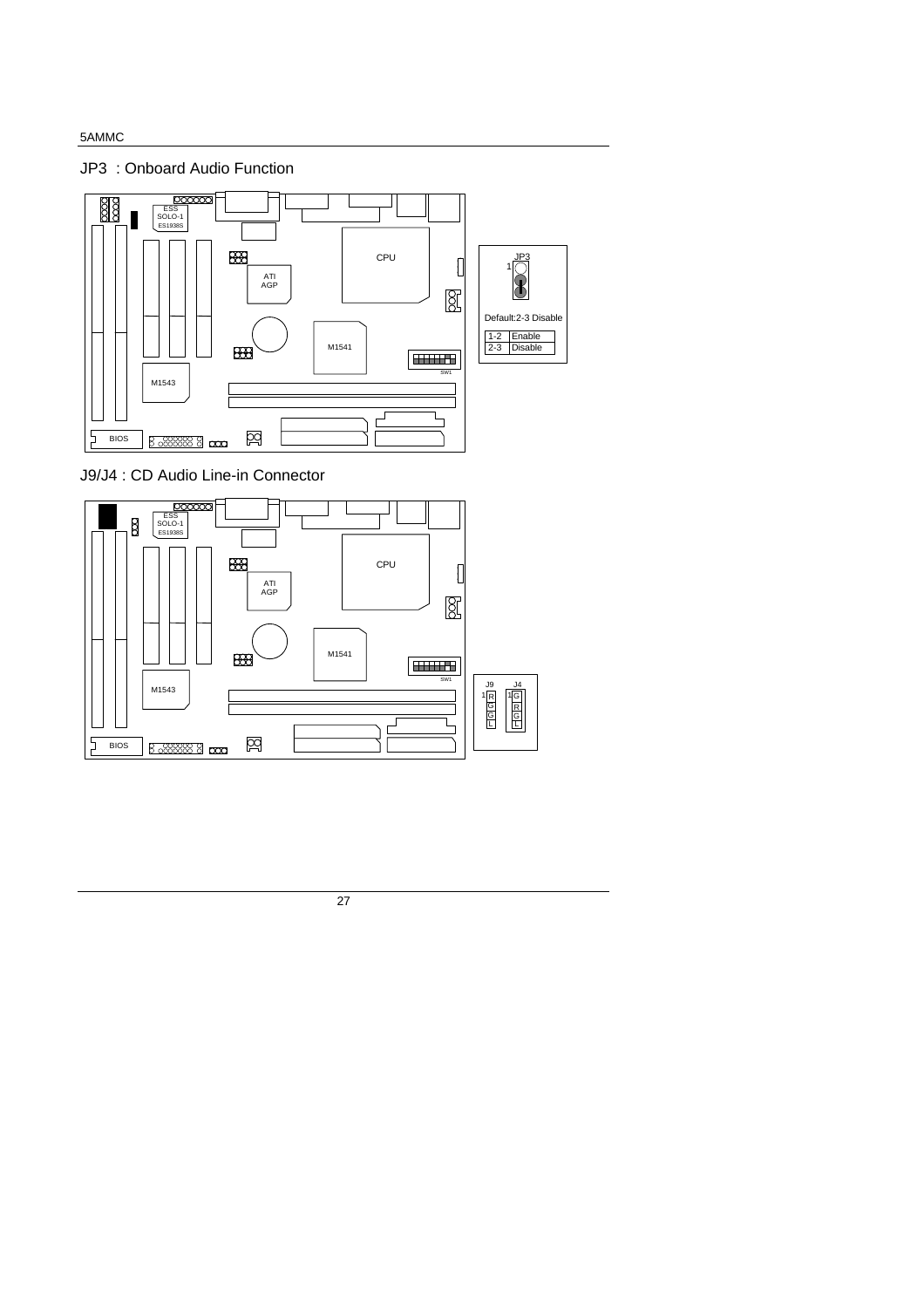## JP3 : Onboard Audio Function

JP3

Default:2-3 Disable

| | |
|---|---|
| 1-2 | Enable |
| 2-3 | Disable |

## J9/J4 : CD Audio Line-in Connector

| J9 | J4 |
|---|---|
| R | G |
| G | R |
| G | G |
| L | L |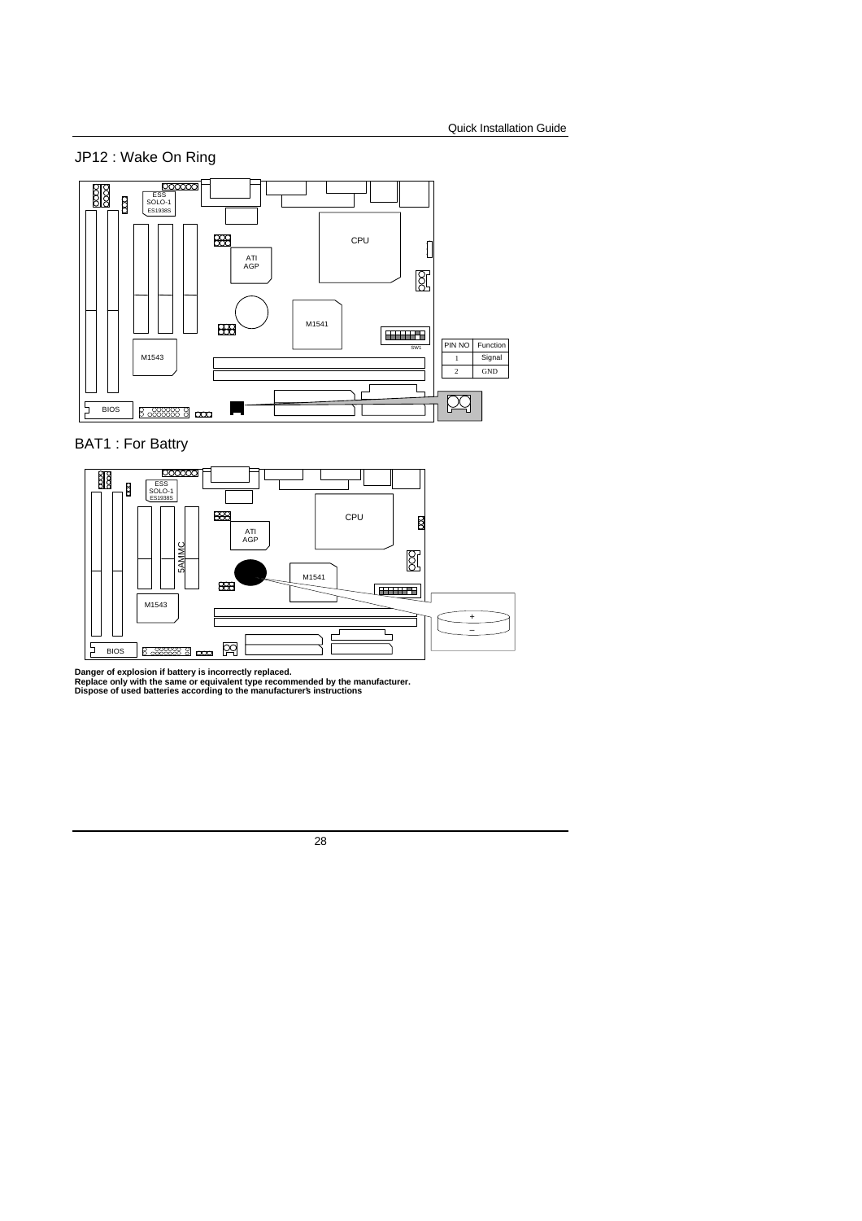## JP12 : Wake On Ring

| PIN NO | Function |
|---|---|
| 1 | Signal |
| 2 | GND |

## BAT1 : For Battry

**Danger of explosion if battery is incorrectly replaced.**
**Replace only with the same or equivalent type recommended by the manufacturer.**
**Dispose of used batteries according to the manufacturer's instructions**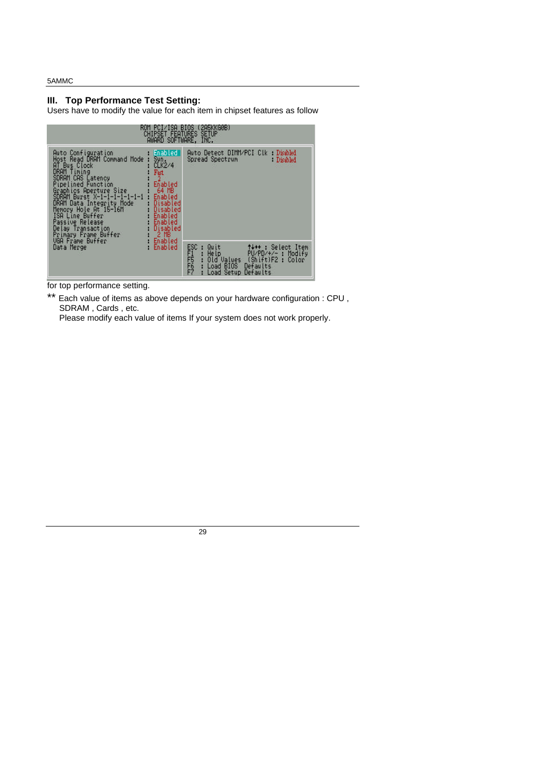### III. Top Performance Test Setting:

Users have to modify the value for each item in chipset features as follow

```
ROM PCI/ISA BIOS (2A5KKG0B)
CHIPSET FEATURES SETUP
AWARD SOFTWARE, INC.

Auto Configuration           : Enabled     Auto Detect DIMM/PCI Clk : Disabled
Host Read DRAM Command Mode  : Syn.        Spread Spectrum          : Disabled
AT Bus Clock                 : CLK2/4
DRAM Timing                  : Fast
SDRAM CAS Latency            : 2
Pipelined Function           : Enabled
Graphics Aperture Size       : 64 MB
SDRAM Burst X-1-1-1-1-1-1-1  : Enabled
DRAM Data Integrity Mode     : Disabled
Memory Hole At 15-16M        : Disabled
ISA Line Buffer              : Enabled
Passive Release              : Enabled
Delay Transaction            : Disabled
Primary Frame Buffer         : 2 MB
VGA Frame Buffer             : Enabled
Data Merge                   : Enabled     ESC : Quit        ↑↓→← : Select Item
                                           F1  : Help        PU/PD/+/- : Modify
                                           F5  : Old Values  (Shift)F2 : Color
                                           F6  : Load BIOS  Defaults
                                           F7  : Load Setup Defaults
```

for top performance setting.

** Each value of items as above depends on your hardware configuration : CPU , SDRAM , Cards , etc.
Please modify each value of items If your system does not work properly.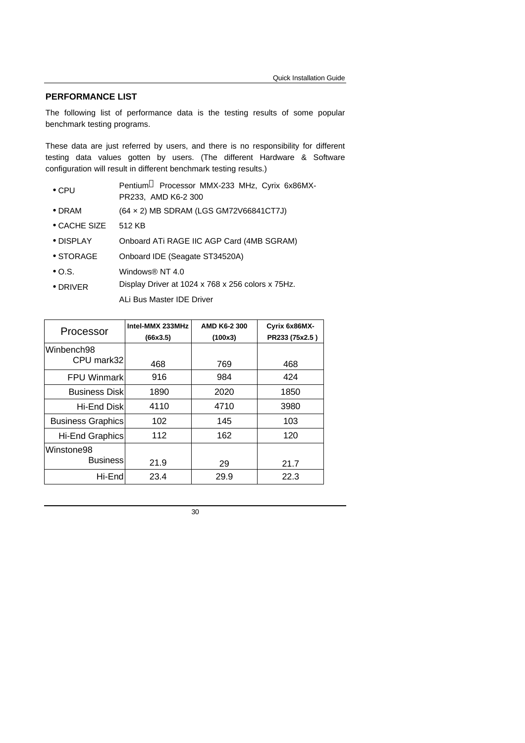## PERFORMANCE LIST

The following list of performance data is the testing results of some popular benchmark testing programs.

These data are just referred by users, and there is no responsibility for different testing data values gotten by users. (The different Hardware & Software configuration will result in different benchmark testing results.)

- CPU — Pentium Processor MMX-233 MHz, Cyrix 6x86MX-PR233, AMD K6-2 300
- DRAM — (64 × 2) MB SDRAM (LGS GM72V66841CT7J)
- CACHE SIZE — 512 KB
- DISPLAY — Onboard ATi RAGE IIC AGP Card (4MB SGRAM)
- STORAGE — Onboard IDE (Seagate ST34520A)
- O.S. — Windows® NT 4.0
- DRIVER — Display Driver at 1024 x 768 x 256 colors x 75Hz.
  ALi Bus Master IDE Driver

| Processor | Intel-MMX 233MHz (66x3.5) | AMD K6-2 300 (100x3) | Cyrix 6x86MX-PR233 (75x2.5 ) |
|---|---|---|---|
| Winbench98 CPU mark32 | 468 | 769 | 468 |
| FPU Winmark | 916 | 984 | 424 |
| Business Disk | 1890 | 2020 | 1850 |
| Hi-End Disk | 4110 | 4710 | 3980 |
| Business Graphics | 102 | 145 | 103 |
| Hi-End Graphics | 112 | 162 | 120 |
| Winstone98 Business | 21.9 | 29 | 21.7 |
| Hi-End | 23.4 | 29.9 | 22.3 |